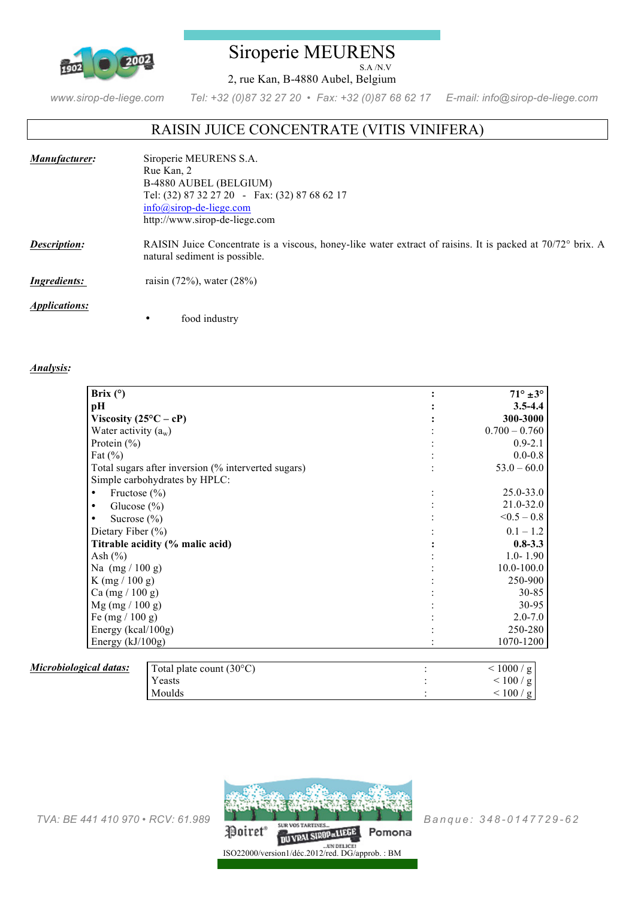# Siroperie MEURENS

S.A /N.V

2, rue Kan, B-4880 Aubel, Belgium

www.sirop-de-liege.com Tel: +32 (0)87 32 27 20 • Fax: +32 (0)87 68 62 17 E-mail: info@sirop-de-liege.com

## RAISIN JUICE CONCENTRATE (VITIS VINIFERA)

***Manufacturer:***

Siroperie MEURENS S.A.
Rue Kan, 2
B-4880 AUBEL (BELGIUM)
Tel: (32) 87 32 27 20 - Fax: (32) 87 68 62 17
info@sirop-de-liege.com
http://www.sirop-de-liege.com

***Description:*** RAISIN Juice Concentrate is a viscous, honey-like water extract of raisins. It is packed at 70/72° brix. A natural sediment is possible.

***Ingredients:*** raisin (72%), water (28%)

***Applications:***

- food industry

***Analysis:***

| | | |
|---|---|---|
| **Brix (°)** | **:** | **71° ±3°** |
| **pH** | **:** | **3.5-4.4** |
| **Viscosity (25°C – cP)** | **:** | **300-3000** |
| Water activity ($a_w$) | : | 0.700 – 0.760 |
| Protein (%) | : | 0.9-2.1 |
| Fat (%) | : | 0.0-0.8 |
| Total sugars after inversion (% interverted sugars) | : | 53.0 – 60.0 |
| Simple carbohydrates by HPLC: | | |
| • Fructose (%) | : | 25.0-33.0 |
| • Glucose (%) | : | 21.0-32.0 |
| • Sucrose (%) | : | <0.5 – 0.8 |
| Dietary Fiber (%) | : | 0.1 – 1.2 |
| **Titrable acidity (% malic acid)** | **:** | **0.8-3.3** |
| Ash (%) | : | 1.0- 1.90 |
| Na (mg / 100 g) | : | 10.0-100.0 |
| K (mg / 100 g) | : | 250-900 |
| Ca (mg / 100 g) | : | 30-85 |
| Mg (mg / 100 g) | : | 30-95 |
| Fe (mg / 100 g) | : | 2.0-7.0 |
| Energy (kcal/100g) | : | 250-280 |
| Energy (kJ/100g) | : | 1070-1200 |

***Microbiological datas:***

| | | |
|---|---|---|
| Total plate count (30°C) | : | < 1000 / g |
| Yeasts | : | < 100 / g |
| Moulds | : | < 100 / g |

TVA: BE 441 410 970 • RCV: 61.989 Banque: 348-0147729-62

ISO22000/version1/déc.2012/red. DG/approb. : BM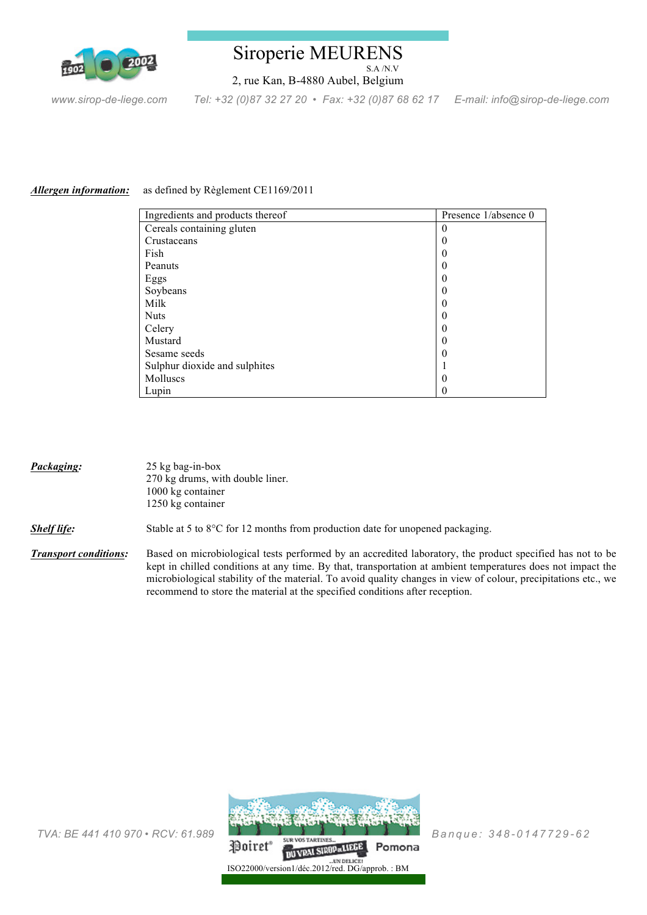# Siroperie MEURENS

S.A /N.V

2, rue Kan, B-4880 Aubel, Belgium

www.sirop-de-liege.com Tel: +32 (0)87 32 27 20 • Fax: +32 (0)87 68 62 17 E-mail: info@sirop-de-liege.com

***Allergen information:*** as defined by Règlement CE1169/2011

| Ingredients and products thereof | Presence 1/absence 0 |
|---|---|
| Cereals containing gluten | 0 |
| Crustaceans | 0 |
| Fish | 0 |
| Peanuts | 0 |
| Eggs | 0 |
| Soybeans | 0 |
| Milk | 0 |
| Nuts | 0 |
| Celery | 0 |
| Mustard | 0 |
| Sesame seeds | 0 |
| Sulphur dioxide and sulphites | 1 |
| Molluscs | 0 |
| Lupin | 0 |

***Packaging:***

25 kg bag-in-box
270 kg drums, with double liner.
1000 kg container
1250 kg container

***Shelf life:*** Stable at 5 to 8°C for 12 months from production date for unopened packaging.

***Transport conditions:*** Based on microbiological tests performed by an accredited laboratory, the product specified has not to be kept in chilled conditions at any time. By that, transportation at ambient temperatures does not impact the microbiological stability of the material. To avoid quality changes in view of colour, precipitations etc., we recommend to store the material at the specified conditions after reception.

TVA: BE 441 410 970 • RCV: 61.989

Banque: 348-0147729-62

ISO22000/version1/déc.2012/red. DG/approb. : BM